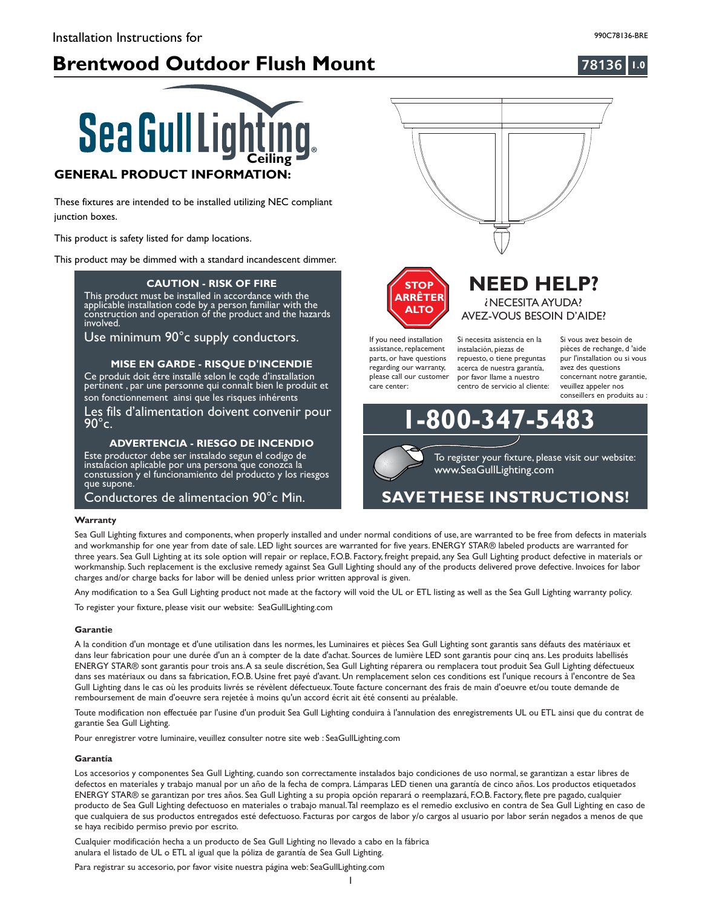Installation Instructions for

990C78136-BRE

# Brentwood Outdoor Flush Mount

78136 1.0

Sea Gull Lighting® Ceiling

## GENERAL PRODUCT INFORMATION:

These fixtures are intended to be installed utilizing NEC compliant junction boxes.

This product is safety listed for damp locations.

This product may be dimmed with a standard incandescent dimmer.

### CAUTION - RISK OF FIRE

This product must be installed in accordance with the applicable installation code by a person familiar with the construction and operation of the product and the hazards involved.

Use minimum 90°c supply conductors.

### MISE EN GARDE - RISQUE D'INCENDIE

Ce produit doit être installé selon le code d'installation pertinent , par une personne qui connaît bien le produit et son fonctionnement ainsi que les risques inhérents

Les fils d'alimentation doivent convenir pour 90°c.

### ADVERTENCIA - RIESGO DE INCENDIO

Este productor debe ser instalado segun el codigo de instalacion aplicable por una persona que conozca la constussion y el funcionamiento del producto y los riesgos que supone.

Conductores de alimentacion 90°c Min.

STOP ARRÊTER ALTO

## NEED HELP?

¿NECESITA AYUDA?

AVEZ-VOUS BESOIN D'AIDE?

If you need installation assistance, replacement parts, or have questions regarding our warranty, please call our customer care center:

Si necesita asistencia en la instalación, piezas de repuesto, o tiene preguntas acerca de nuestra garantía, por favor llame a nuestro centro de servicio al cliente:

Si vous avez besoin de pièces de rechange, d 'aide pur l'installation ou si vous avez des questions concernant notre garantie, veuillez appeler nos conseillers en produits au :

**1-800-347-5483**

To register your fixture, please visit our website: www.SeaGullLighting.com

## SAVE THESE INSTRUCTIONS!

### Warranty

Sea Gull Lighting fixtures and components, when properly installed and under normal conditions of use, are warranted to be free from defects in materials and workmanship for one year from date of sale. LED light sources are warranted for five years. ENERGY STAR® labeled products are warranted for three years. Sea Gull Lighting at its sole option will repair or replace, F.O.B. Factory, freight prepaid, any Sea Gull Lighting product defective in materials or workmanship. Such replacement is the exclusive remedy against Sea Gull Lighting should any of the products delivered prove defective. Invoices for labor charges and/or charge backs for labor will be denied unless prior written approval is given.

Any modification to a Sea Gull Lighting product not made at the factory will void the UL or ETL listing as well as the Sea Gull Lighting warranty policy.

To register your fixture, please visit our website: SeaGullLighting.com

### Garantie

A la condition d'un montage et d'une utilisation dans les normes, les Luminaires et pièces Sea Gull Lighting sont garantis sans défauts des matériaux et dans leur fabrication pour une durée d'un an à compter de la date d'achat. Sources de lumière LED sont garantis pour cinq ans. Les produits labellisés ENERGY STAR® sont garantis pour trois ans. A sa seule discrétion, Sea Gull Lighting réparera ou remplacera tout produit Sea Gull Lighting défectueux dans ses matériaux ou dans sa fabrication, F.O.B. Usine fret payé d'avant. Un remplacement selon ces conditions est l'unique recours à l'encontre de Sea Gull Lighting dans le cas où les produits livrés se révèlent défectueux. Toute facture concernant des frais de main d'oeuvre et/ou toute demande de remboursement de main d'oeuvre sera rejetée à moins qu'un accord écrit ait été consenti au préalable.

Toute modification non effectuée par l'usine d'un produit Sea Gull Lighting conduira à l'annulation des enregistrements UL ou ETL ainsi que du contrat de garantie Sea Gull Lighting.

Pour enregistrer votre luminaire, veuillez consulter notre site web : SeaGullLighting.com

### Garantía

Los accesorios y componentes Sea Gull Lighting, cuando son correctamente instalados bajo condiciones de uso normal, se garantizan a estar libres de defectos en materiales y trabajo manual por un año de la fecha de compra. Lámparas LED tienen una garantía de cinco años. Los productos etiquetados ENERGY STAR® se garantizan por tres años. Sea Gull Lighting a su propia opción reparará o reemplazará, F.O.B. Factory, flete pre pagado, cualquier producto de Sea Gull Lighting defectuoso en materiales o trabajo manual. Tal reemplazo es el remedio exclusivo en contra de Sea Gull Lighting en caso de que cualquiera de sus productos entregados esté defectuoso. Facturas por cargos de labor y/o cargos al usuario por labor serán negados a menos de que se haya recibido permiso previo por escrito.

Cualquier modificación hecha a un producto de Sea Gull Lighting no llevado a cabo en la fábrica anulara el listado de UL o ETL al igual que la póliza de garantía de Sea Gull Lighting.

Para registrar su accesorio, por favor visite nuestra página web: SeaGullLighting.com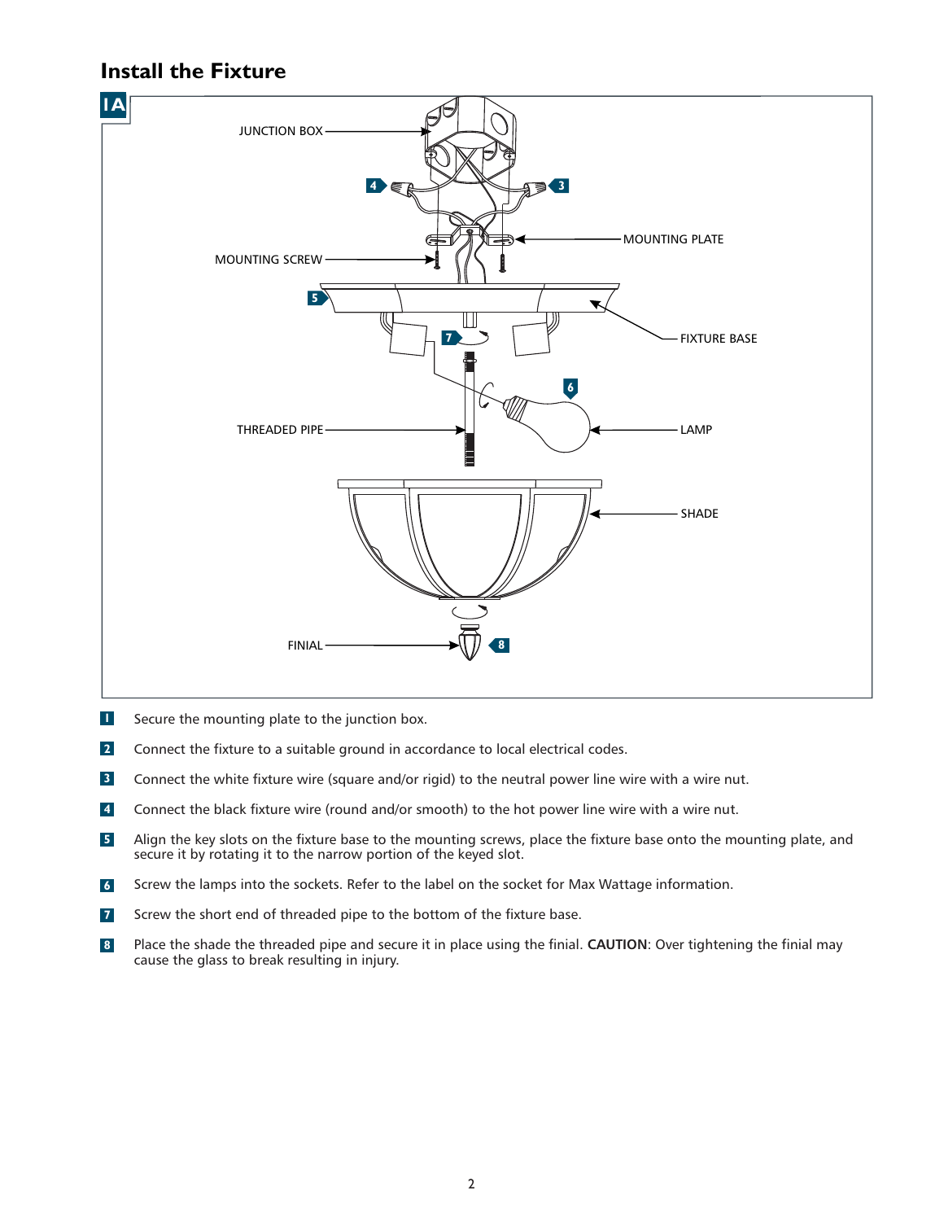## Install the Fixture

1A

JUNCTION BOX

MOUNTING PLATE

MOUNTING SCREW

FIXTURE BASE

THREADED PIPE

LAMP

SHADE

FINIAL

1. Secure the mounting plate to the junction box.
2. Connect the fixture to a suitable ground in accordance to local electrical codes.
3. Connect the white fixture wire (square and/or rigid) to the neutral power line wire with a wire nut.
4. Connect the black fixture wire (round and/or smooth) to the hot power line wire with a wire nut.
5. Align the key slots on the fixture base to the mounting screws, place the fixture base onto the mounting plate, and secure it by rotating it to the narrow portion of the keyed slot.
6. Screw the lamps into the sockets. Refer to the label on the socket for Max Wattage information.
7. Screw the short end of threaded pipe to the bottom of the fixture base.
8. Place the shade the threaded pipe and secure it in place using the finial. **CAUTION**: Over tightening the finial may cause the glass to break resulting in injury.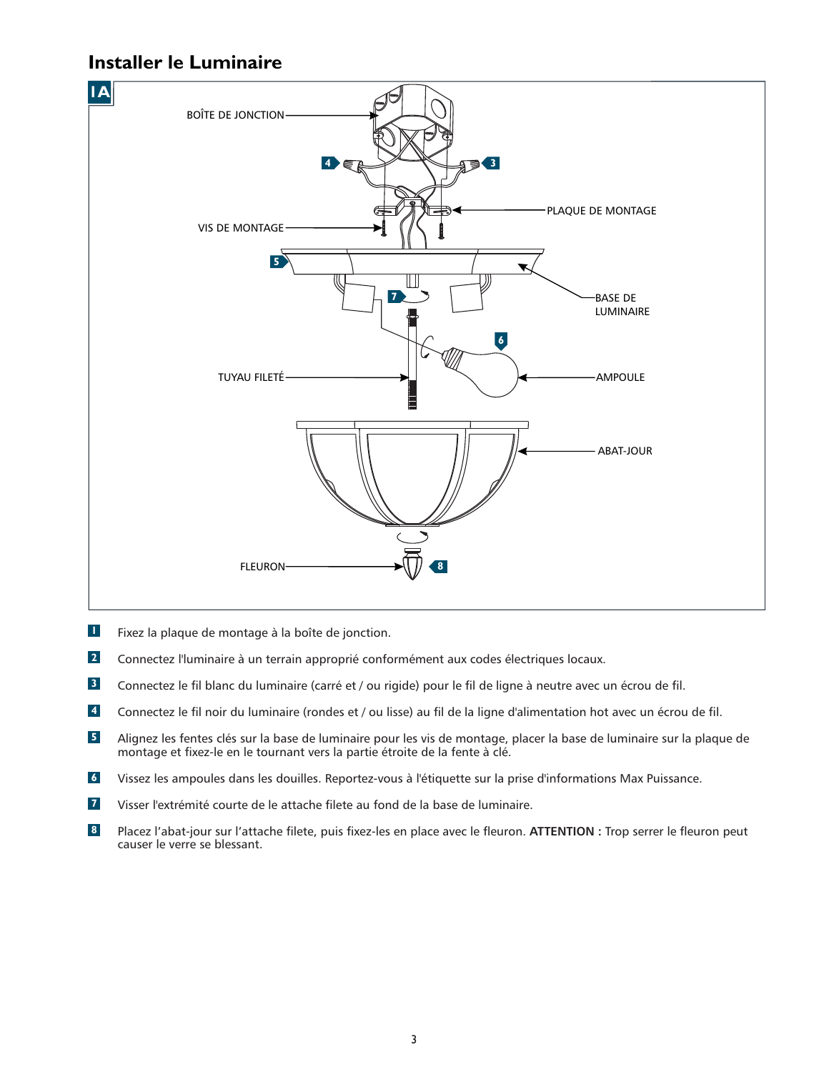## Installer le Luminaire

1. Fixez la plaque de montage à la boîte de jonction.
2. Connectez l'luminaire à un terrain approprié conformément aux codes électriques locaux.
3. Connectez le fil blanc du luminaire (carré et / ou rigide) pour le fil de ligne à neutre avec un écrou de fil.
4. Connectez le fil noir du luminaire (rondes et / ou lisse) au fil de la ligne d'alimentation hot avec un écrou de fil.
5. Alignez les fentes clés sur la base de luminaire pour les vis de montage, placer la base de luminaire sur la plaque de montage et fixez-le en le tournant vers la partie étroite de la fente à clé.
6. Vissez les ampoules dans les douilles. Reportez-vous à l'étiquette sur la prise d'informations Max Puissance.
7. Visser l'extrémité courte de le attache filete au fond de la base de luminaire.
8. Placez l'abat-jour sur l'attache filete, puis fixez-les en place avec le fleuron. **ATTENTION :** Trop serrer le fleuron peut causer le verre se blessant.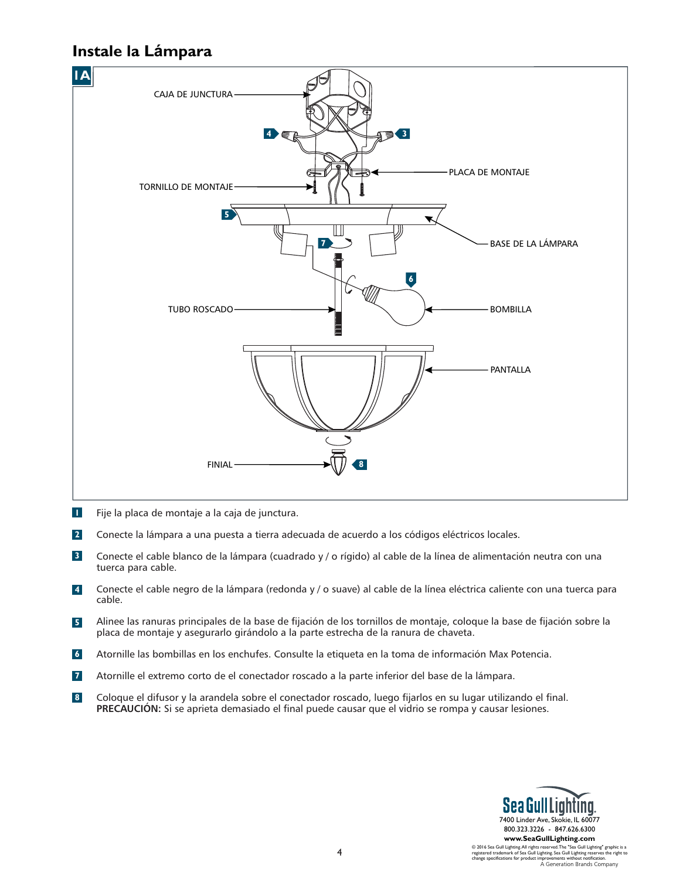# Instale la Lámpara

1A

CAJA DE JUNCTURA

PLACA DE MONTAJE

TORNILLO DE MONTAJE

BASE DE LA LÁMPARA

TUBO ROSCADO

BOMBILLA

PANTALLA

FINIAL

1 Fije la placa de montaje a la caja de junctura.

2 Conecte la lámpara a una puesta a tierra adecuada de acuerdo a los códigos eléctricos locales.

3 Conecte el cable blanco de la lámpara (cuadrado y / o rígido) al cable de la línea de alimentación neutra con una tuerca para cable.

4 Conecte el cable negro de la lámpara (redonda y / o suave) al cable de la línea eléctrica caliente con una tuerca para cable.

5 Alinee las ranuras principales de la base de fijación de los tornillos de montaje, coloque la base de fijación sobre la placa de montaje y asegurarlo girándolo a la parte estrecha de la ranura de chaveta.

6 Atornille las bombillas en los enchufes. Consulte la etiqueta en la toma de información Max Potencia.

7 Atornille el extremo corto de el conectador roscado a la parte inferior del base de la lámpara.

8 Coloque el difusor y la arandela sobre el conectador roscado, luego fijarlos en su lugar utilizando el final.
**PRECAUCIÓN:** Si se aprieta demasiado el final puede causar que el vidrio se rompa y causar lesiones.

Sea Gull Lighting.
7400 Linder Ave, Skokie, IL 60077
800.323.3226 - 847.626.6300
**www.SeaGullLighting.com**
© 2016 Sea Gull Lighting. All rights reserved. The "Sea Gull Lighting" graphic is a registered trademark of Sea Gull Lighting. Sea Gull Lighting reserves the right to change specifications for product improvements without notification.
A Generation Brands Company